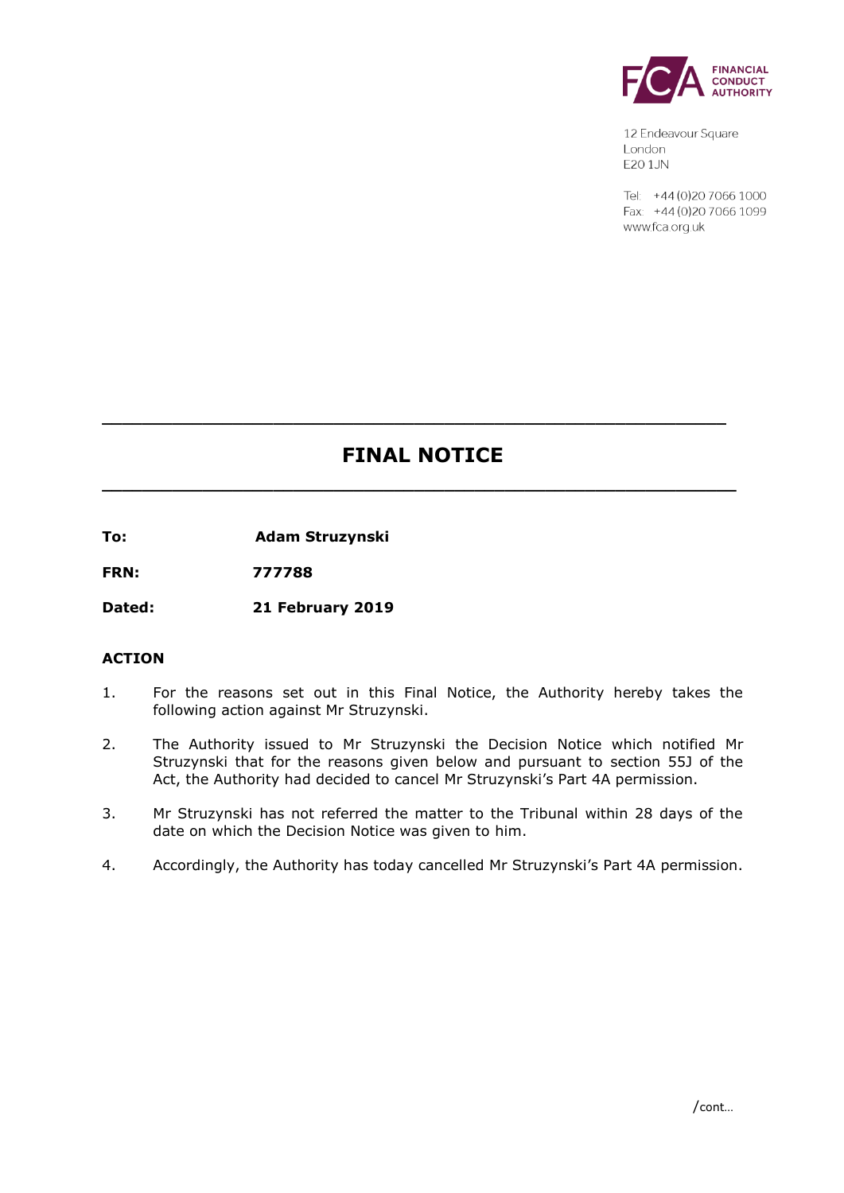FINANCIAL CONDUCT AUTHORITY

12 Endeavour Square
London
E20 1JN

Tel: +44 (0)20 7066 1000
Fax: +44 (0)20 7066 1099
www.fca.org.uk

# FINAL NOTICE

**To:** **Adam Struzynski**

**FRN:** **777788**

**Dated:** **21 February 2019**

## ACTION

1. For the reasons set out in this Final Notice, the Authority hereby takes the following action against Mr Struzynski.

2. The Authority issued to Mr Struzynski the Decision Notice which notified Mr Struzynski that for the reasons given below and pursuant to section 55J of the Act, the Authority had decided to cancel Mr Struzynski's Part 4A permission.

3. Mr Struzynski has not referred the matter to the Tribunal within 28 days of the date on which the Decision Notice was given to him.

4. Accordingly, the Authority has today cancelled Mr Struzynski's Part 4A permission.

/cont...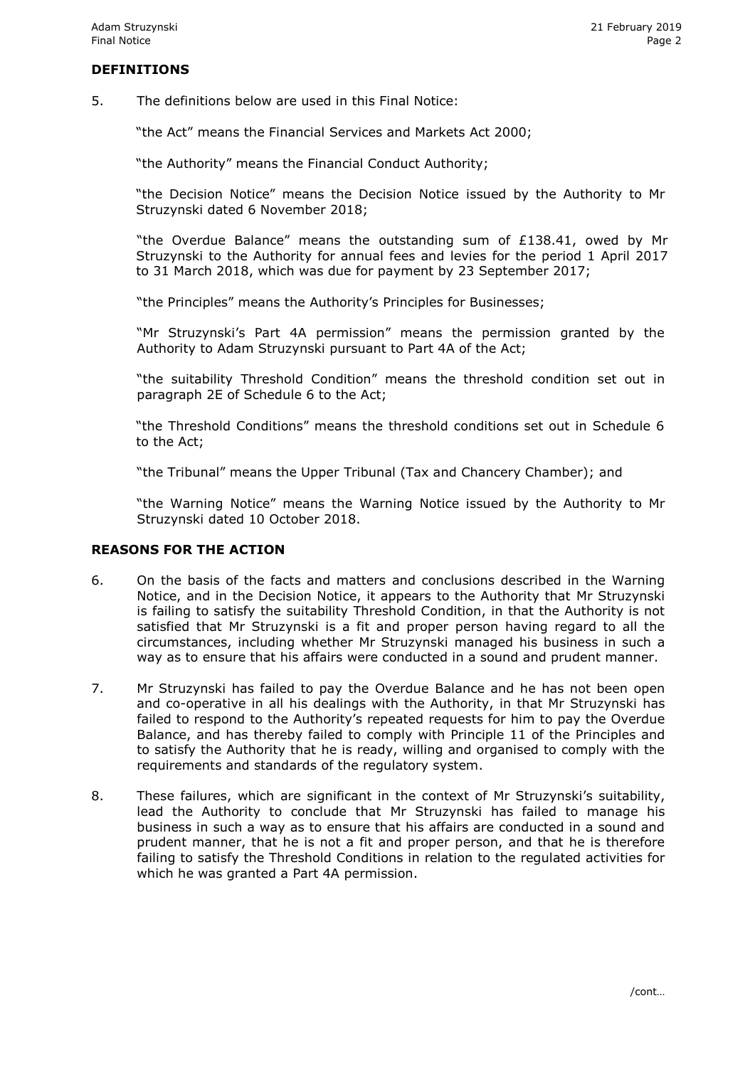## DEFINITIONS

5. The definitions below are used in this Final Notice:

   "the Act" means the Financial Services and Markets Act 2000;

   "the Authority" means the Financial Conduct Authority;

   "the Decision Notice" means the Decision Notice issued by the Authority to Mr Struzynski dated 6 November 2018;

   "the Overdue Balance" means the outstanding sum of £138.41, owed by Mr Struzynski to the Authority for annual fees and levies for the period 1 April 2017 to 31 March 2018, which was due for payment by 23 September 2017;

   "the Principles" means the Authority's Principles for Businesses;

   "Mr Struzynski's Part 4A permission" means the permission granted by the Authority to Adam Struzynski pursuant to Part 4A of the Act;

   "the suitability Threshold Condition" means the threshold condition set out in paragraph 2E of Schedule 6 to the Act;

   "the Threshold Conditions" means the threshold conditions set out in Schedule 6 to the Act;

   "the Tribunal" means the Upper Tribunal (Tax and Chancery Chamber); and

   "the Warning Notice" means the Warning Notice issued by the Authority to Mr Struzynski dated 10 October 2018.

## REASONS FOR THE ACTION

6. On the basis of the facts and matters and conclusions described in the Warning Notice, and in the Decision Notice, it appears to the Authority that Mr Struzynski is failing to satisfy the suitability Threshold Condition, in that the Authority is not satisfied that Mr Struzynski is a fit and proper person having regard to all the circumstances, including whether Mr Struzynski managed his business in such a way as to ensure that his affairs were conducted in a sound and prudent manner.

7. Mr Struzynski has failed to pay the Overdue Balance and he has not been open and co-operative in all his dealings with the Authority, in that Mr Struzynski has failed to respond to the Authority's repeated requests for him to pay the Overdue Balance, and has thereby failed to comply with Principle 11 of the Principles and to satisfy the Authority that he is ready, willing and organised to comply with the requirements and standards of the regulatory system.

8. These failures, which are significant in the context of Mr Struzynski's suitability, lead the Authority to conclude that Mr Struzynski has failed to manage his business in such a way as to ensure that his affairs are conducted in a sound and prudent manner, that he is not a fit and proper person, and that he is therefore failing to satisfy the Threshold Conditions in relation to the regulated activities for which he was granted a Part 4A permission.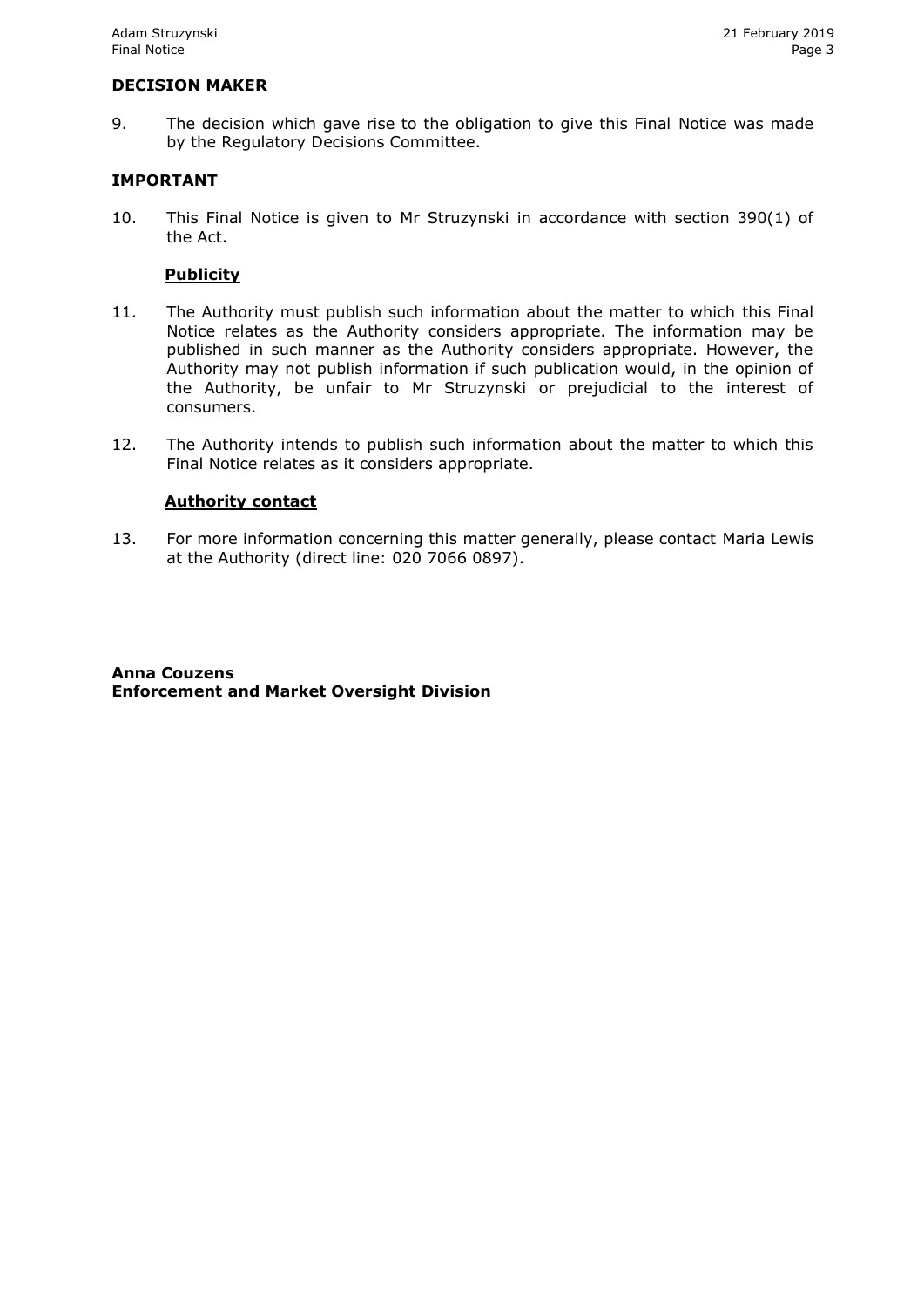**DECISION MAKER**

9. The decision which gave rise to the obligation to give this Final Notice was made by the Regulatory Decisions Committee.

**IMPORTANT**

10. This Final Notice is given to Mr Struzynski in accordance with section 390(1) of the Act.

**Publicity**

11. The Authority must publish such information about the matter to which this Final Notice relates as the Authority considers appropriate. The information may be published in such manner as the Authority considers appropriate. However, the Authority may not publish information if such publication would, in the opinion of the Authority, be unfair to Mr Struzynski or prejudicial to the interest of consumers.

12. The Authority intends to publish such information about the matter to which this Final Notice relates as it considers appropriate.

**Authority contact**

13. For more information concerning this matter generally, please contact Maria Lewis at the Authority (direct line: 020 7066 0897).

**Anna Couzens**
**Enforcement and Market Oversight Division**